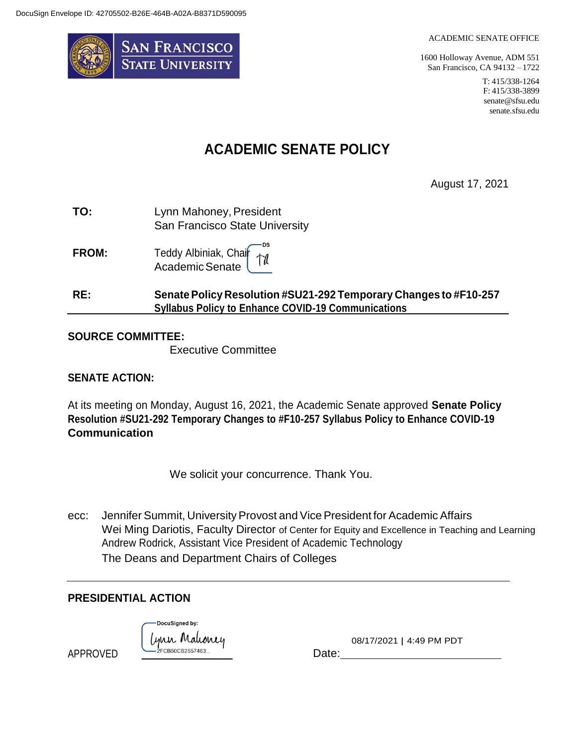DocuSign Envelope ID: 42705502-B26E-464B-A02A-B8371D590095

**SAN FRANCISCO STATE UNIVERSITY**

ACADEMIC SENATE OFFICE

1600 Holloway Avenue, ADM 551
San Francisco, CA 94132 – 1722

T: 415/338-1264
F: 415/338-3899
senate@sfsu.edu
senate.sfsu.edu

# ACADEMIC SENATE POLICY

August 17, 2021

**TO:** Lynn Mahoney, President
San Francisco State University

**FROM:** Teddy Albiniak, Chair
Academic Senate

**RE:** **Senate Policy Resolution #SU21-292 Temporary Changes to #F10-257 Syllabus Policy to Enhance COVID-19 Communications**

---

**SOURCE COMMITTEE:**

Executive Committee

**SENATE ACTION:**

At its meeting on Monday, August 16, 2021, the Academic Senate approved **Senate Policy Resolution #SU21-292 Temporary Changes to #F10-257 Syllabus Policy to Enhance COVID-19 Communication**

We solicit your concurrence. Thank You.

ecc: Jennifer Summit, University Provost and Vice President for Academic Affairs
Wei Ming Dariotis, Faculty Director of Center for Equity and Excellence in Teaching and Learning
Andrew Rodrick, Assistant Vice President of Academic Technology
The Deans and Department Chairs of Colleges

---

**PRESIDENTIAL ACTION**

APPROVED DocuSigned by: Lynn Mahoney 2FCB50CB2557463...

Date: 08/17/2021 | 4:49 PM PDT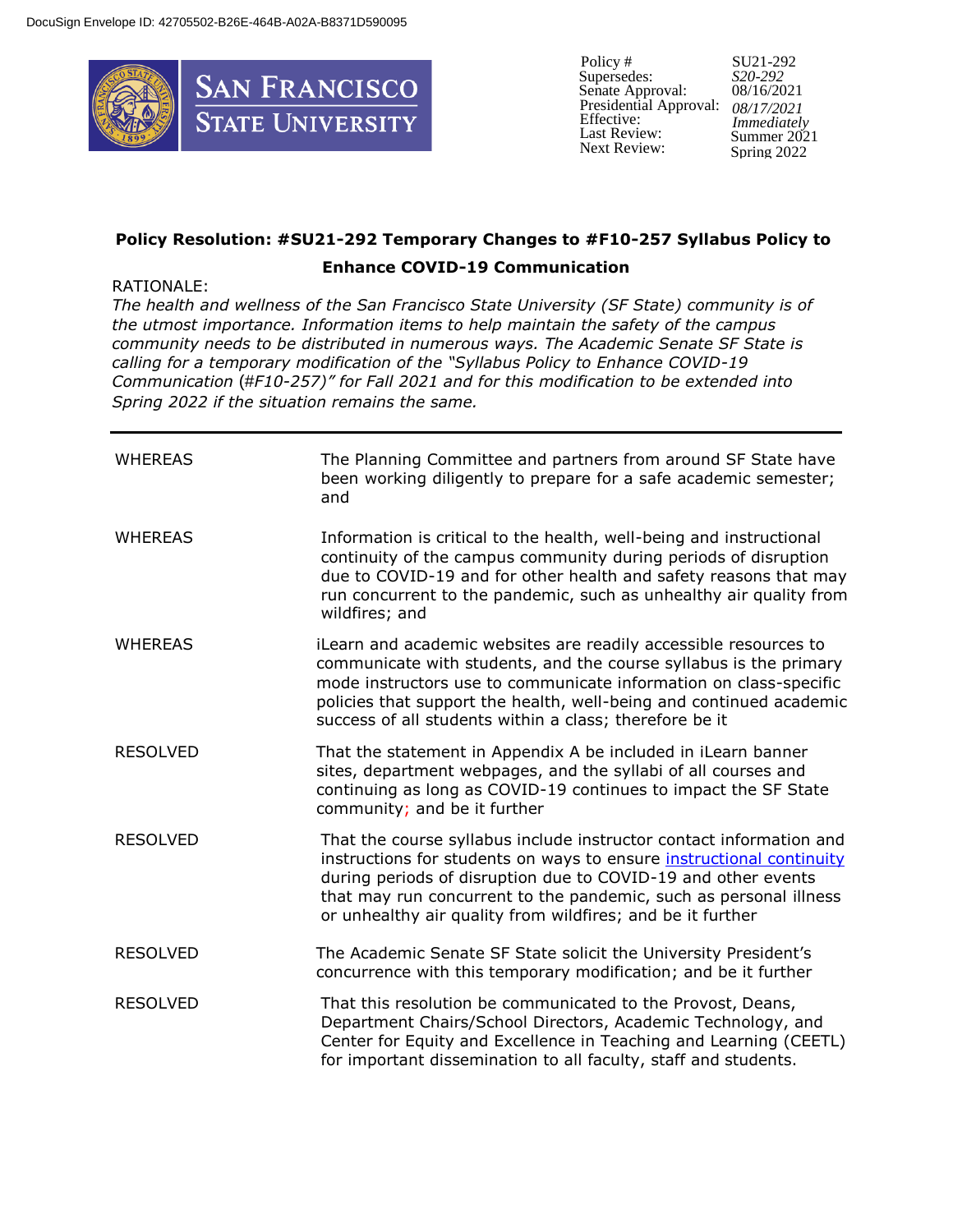DocuSign Envelope ID: 42705502-B26E-464B-A02A-B8371D590095

SAN FRANCISCO STATE UNIVERSITY

| | |
|---|---|
| Policy # | SU21-292 |
| Supersedes: | *S20-292* |
| Senate Approval: | 08/16/2021 |
| Presidential Approval: | *08/17/2021* |
| Effective: | *Immediately* |
| Last Review: | Summer 2021 |
| Next Review: | Spring 2022 |

**Policy Resolution: #SU21-292 Temporary Changes to #F10-257 Syllabus Policy to Enhance COVID-19 Communication**

RATIONALE:

*The health and wellness of the San Francisco State University (SF State) community is of the utmost importance. Information items to help maintain the safety of the campus community needs to be distributed in numerous ways. The Academic Senate SF State is calling for a temporary modification of the "Syllabus Policy to Enhance COVID-19 Communication (#F10-257)" for Fall 2021 and for this modification to be extended into Spring 2022 if the situation remains the same.*

---

| | |
|---|---|
| WHEREAS | The Planning Committee and partners from around SF State have been working diligently to prepare for a safe academic semester; and |
| WHEREAS | Information is critical to the health, well-being and instructional continuity of the campus community during periods of disruption due to COVID-19 and for other health and safety reasons that may run concurrent to the pandemic, such as unhealthy air quality from wildfires; and |
| WHEREAS | iLearn and academic websites are readily accessible resources to communicate with students, and the course syllabus is the primary mode instructors use to communicate information on class-specific policies that support the health, well-being and continued academic success of all students within a class; therefore be it |
| RESOLVED | That the statement in Appendix A be included in iLearn banner sites, department webpages, and the syllabi of all courses and continuing as long as COVID-19 continues to impact the SF State community; and be it further |
| RESOLVED | That the course syllabus include instructor contact information and instructions for students on ways to ensure instructional continuity during periods of disruption due to COVID-19 and other events that may run concurrent to the pandemic, such as personal illness or unhealthy air quality from wildfires; and be it further |
| RESOLVED | The Academic Senate SF State solicit the University President's concurrence with this temporary modification; and be it further |
| RESOLVED | That this resolution be communicated to the Provost, Deans, Department Chairs/School Directors, Academic Technology, and Center for Equity and Excellence in Teaching and Learning (CEETL) for important dissemination to all faculty, staff and students. |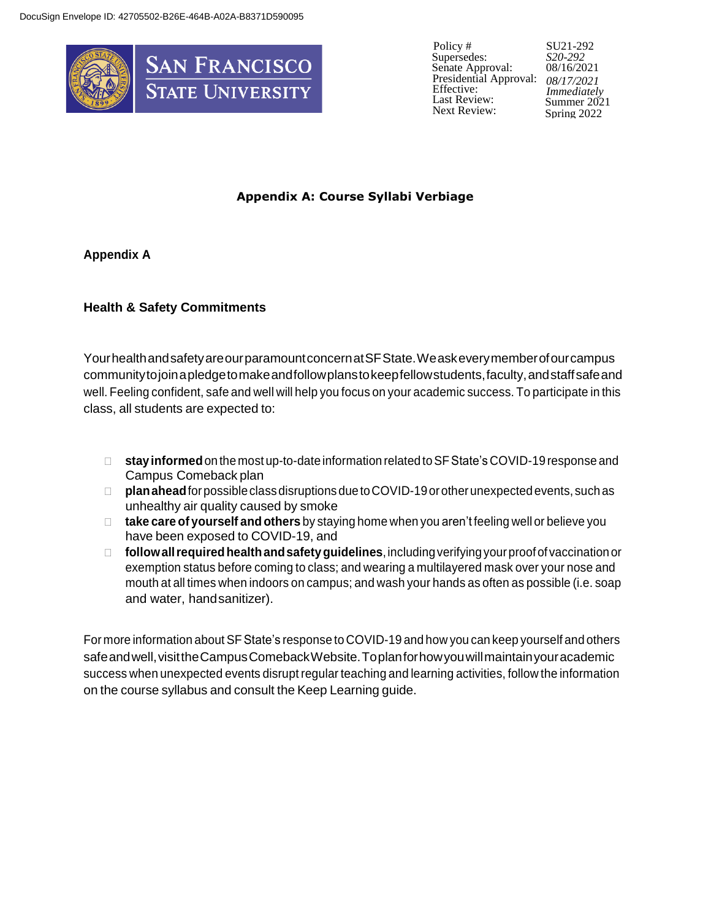DocuSign Envelope ID: 42705502-B26E-464B-A02A-B8371D590095

| | |
|---|---|
| Policy # | SU21-292 |
| Supersedes: | *S20-292* |
| Senate Approval: | 08/16/2021 |
| Presidential Approval: | *08/17/2021* |
| Effective: | *Immediately* |
| Last Review: | Summer 2021 |
| Next Review: | Spring 2022 |

## Appendix A: Course Syllabi Verbiage

### Appendix A

### Health & Safety Commitments

Your health and safety are our paramount concern at SF State. We ask every member of our campus community to join a pledge to make and follow plans to keep fellow students, faculty, and staff safe and well. Feeling confident, safe and well will help you focus on your academic success. To participate in this class, all students are expected to:

- **stay informed** on the most up-to-date information related to SF State's COVID-19 response and Campus Comeback plan
- **plan ahead** for possible class disruptions due to COVID-19 or other unexpected events, such as unhealthy air quality caused by smoke
- **take care of yourself and others** by staying home when you aren't feeling well or believe you have been exposed to COVID-19, and
- **follow all required health and safety guidelines**, including verifying your proof of vaccination or exemption status before coming to class; and wearing a multilayered mask over your nose and mouth at all times when indoors on campus; and wash your hands as often as possible (i.e. soap and water, hand sanitizer).

For more information about SF State's response to COVID-19 and how you can keep yourself and others safe and well, visit the Campus Comeback Website. To plan for how you will maintain your academic success when unexpected events disrupt regular teaching and learning activities, follow the information on the course syllabus and consult the Keep Learning guide.